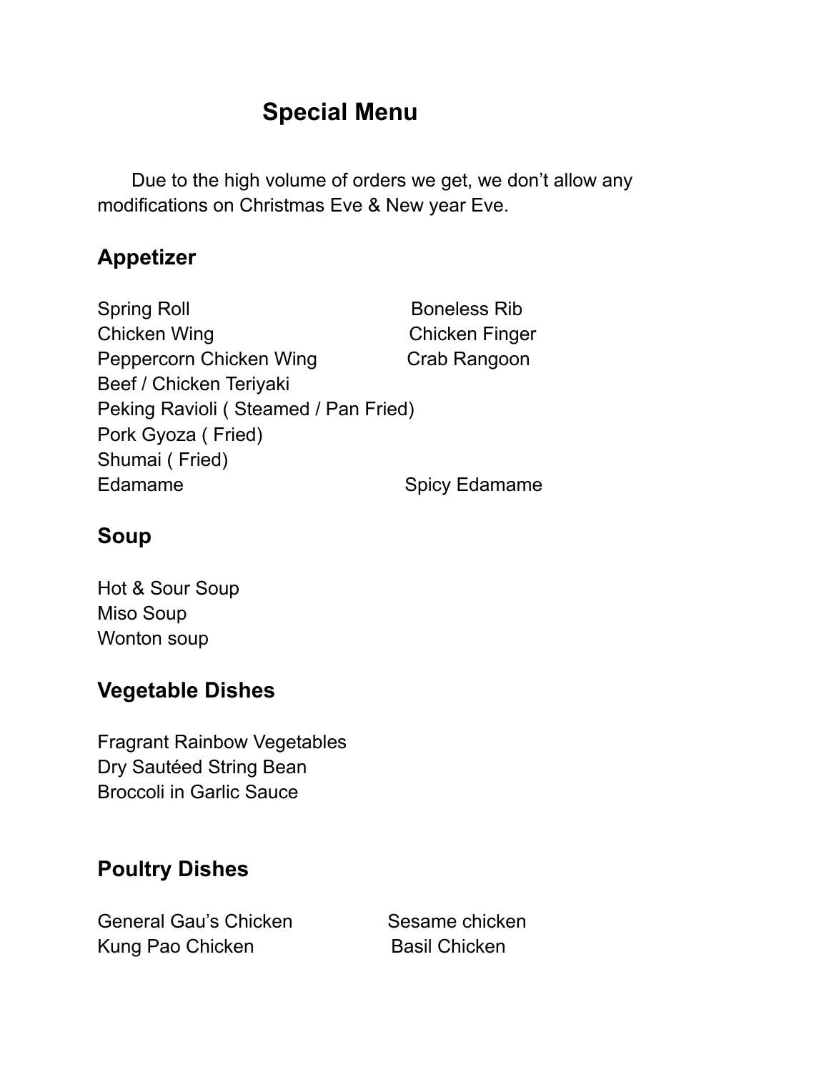# Special Menu

Due to the high volume of orders we get, we don't allow any modifications on Christmas Eve & New year Eve.

## Appetizer

Spring Roll
Chicken Wing
Peppercorn Chicken Wing
Beef / Chicken Teriyaki
Peking Ravioli ( Steamed / Pan Fried)
Pork Gyoza ( Fried)
Shumai ( Fried)
Edamame
Boneless Rib
Chicken Finger
Crab Rangoon
Spicy Edamame

## Soup

Hot & Sour Soup
Miso Soup
Wonton soup

## Vegetable Dishes

Fragrant Rainbow Vegetables
Dry Sautéed String Bean
Broccoli in Garlic Sauce

## Poultry Dishes

General Gau's Chicken
Kung Pao Chicken
Sesame chicken
Basil Chicken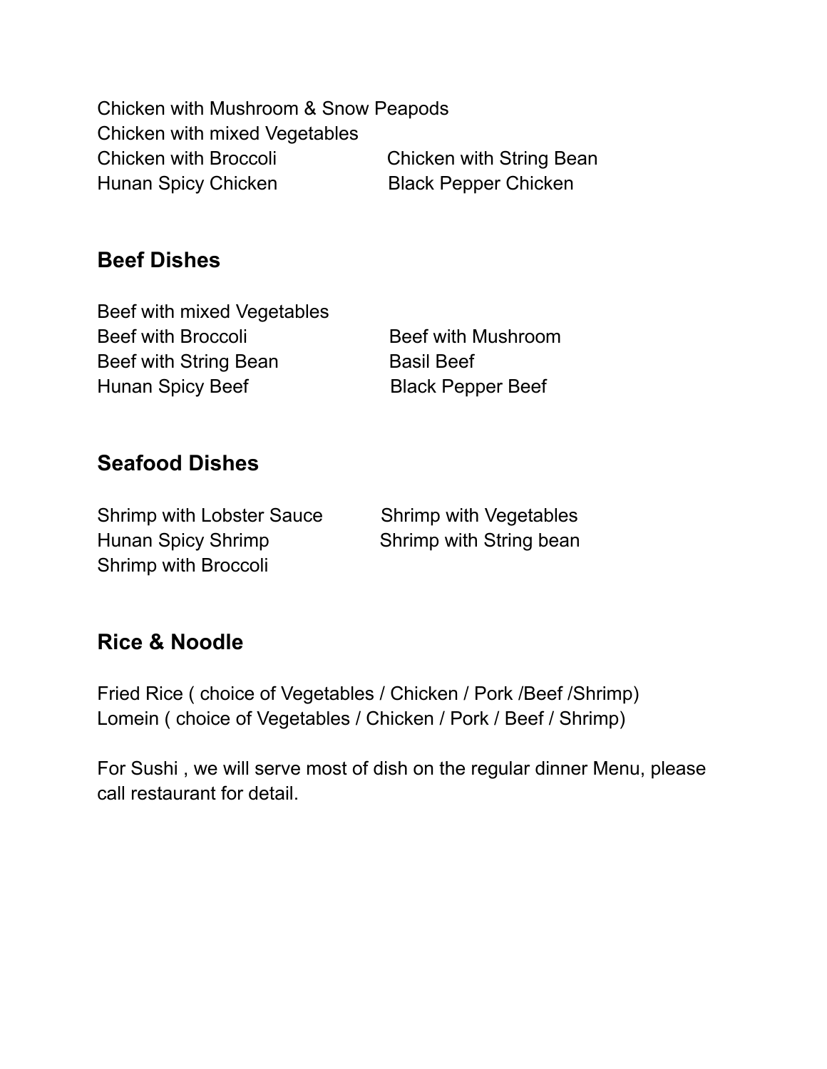Chicken with Mushroom & Snow Peapods
Chicken with mixed Vegetables
Chicken with Broccoli
Chicken with String Bean
Hunan Spicy Chicken
Black Pepper Chicken

## Beef Dishes

Beef with mixed Vegetables
Beef with Broccoli
Beef with Mushroom
Beef with String Bean
Basil Beef
Hunan Spicy Beef
Black Pepper Beef

## Seafood Dishes

Shrimp with Lobster Sauce
Shrimp with Vegetables
Hunan Spicy Shrimp
Shrimp with String bean
Shrimp with Broccoli

## Rice & Noodle

Fried Rice ( choice of Vegetables / Chicken / Pork /Beef /Shrimp)
Lomein ( choice of Vegetables / Chicken / Pork / Beef / Shrimp)

For Sushi , we will serve most of dish on the regular dinner Menu, please call restaurant for detail.